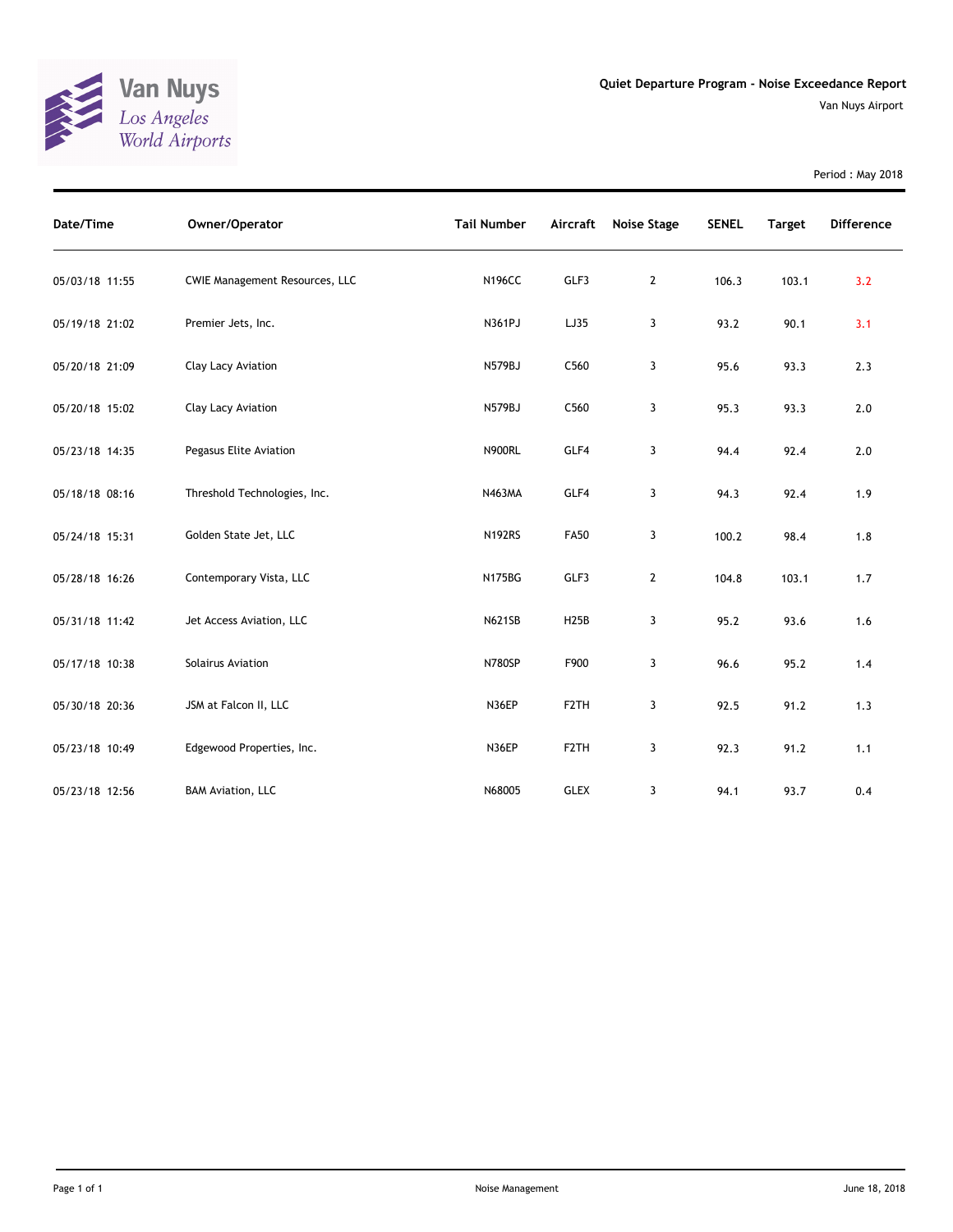Van Nuys
Los Angeles
World Airports

# Quiet Departure Program - Noise Exceedance Report

Van Nuys Airport

Period : May 2018

| Date/Time | Owner/Operator | Tail Number | Aircraft | Noise Stage | SENEL | Target | Difference |
|---|---|---|---|---|---|---|---|
| 05/03/18 11:55 | CWIE Management Resources, LLC | N196CC | GLF3 | 2 | 106.3 | 103.1 | 3.2 |
| 05/19/18 21:02 | Premier Jets, Inc. | N361PJ | LJ35 | 3 | 93.2 | 90.1 | 3.1 |
| 05/20/18 21:09 | Clay Lacy Aviation | N579BJ | C560 | 3 | 95.6 | 93.3 | 2.3 |
| 05/20/18 15:02 | Clay Lacy Aviation | N579BJ | C560 | 3 | 95.3 | 93.3 | 2.0 |
| 05/23/18 14:35 | Pegasus Elite Aviation | N900RL | GLF4 | 3 | 94.4 | 92.4 | 2.0 |
| 05/18/18 08:16 | Threshold Technologies, Inc. | N463MA | GLF4 | 3 | 94.3 | 92.4 | 1.9 |
| 05/24/18 15:31 | Golden State Jet, LLC | N192RS | FA50 | 3 | 100.2 | 98.4 | 1.8 |
| 05/28/18 16:26 | Contemporary Vista, LLC | N175BG | GLF3 | 2 | 104.8 | 103.1 | 1.7 |
| 05/31/18 11:42 | Jet Access Aviation, LLC | N621SB | H25B | 3 | 95.2 | 93.6 | 1.6 |
| 05/17/18 10:38 | Solairus Aviation | N780SP | F900 | 3 | 96.6 | 95.2 | 1.4 |
| 05/30/18 20:36 | JSM at Falcon II, LLC | N36EP | F2TH | 3 | 92.5 | 91.2 | 1.3 |
| 05/23/18 10:49 | Edgewood Properties, Inc. | N36EP | F2TH | 3 | 92.3 | 91.2 | 1.1 |
| 05/23/18 12:56 | BAM Aviation, LLC | N68005 | GLEX | 3 | 94.1 | 93.7 | 0.4 |

Noise Management

June 18, 2018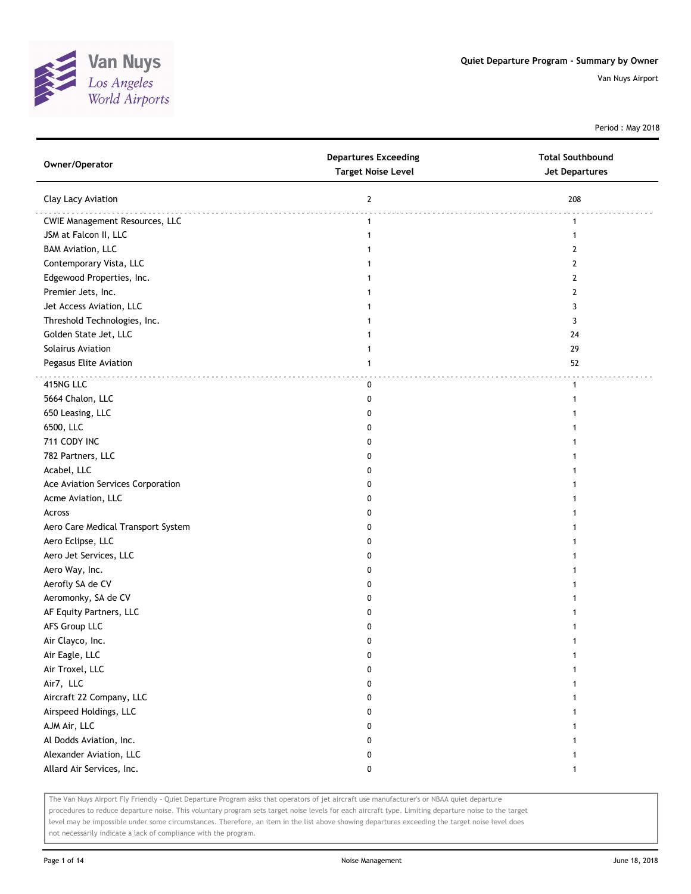Van Nuys
Los Angeles
World Airports

## Quiet Departure Program - Summary by Owner

Van Nuys Airport

Period : May 2018

| Owner/Operator | Departures Exceeding Target Noise Level | Total Southbound Jet Departures |
|---|---|---|
| Clay Lacy Aviation | 2 | 208 |
| CWIE Management Resources, LLC | 1 | 1 |
| JSM at Falcon II, LLC | 1 | 1 |
| BAM Aviation, LLC | 1 | 2 |
| Contemporary Vista, LLC | 1 | 2 |
| Edgewood Properties, Inc. | 1 | 2 |
| Premier Jets, Inc. | 1 | 2 |
| Jet Access Aviation, LLC | 1 | 3 |
| Threshold Technologies, Inc. | 1 | 3 |
| Golden State Jet, LLC | 1 | 24 |
| Solairus Aviation | 1 | 29 |
| Pegasus Elite Aviation | 1 | 52 |
| 415NG LLC | 0 | 1 |
| 5664 Chalon, LLC | 0 | 1 |
| 650 Leasing, LLC | 0 | 1 |
| 6500, LLC | 0 | 1 |
| 711 CODY INC | 0 | 1 |
| 782 Partners, LLC | 0 | 1 |
| Acabel, LLC | 0 | 1 |
| Ace Aviation Services Corporation | 0 | 1 |
| Acme Aviation, LLC | 0 | 1 |
| Across | 0 | 1 |
| Aero Care Medical Transport System | 0 | 1 |
| Aero Eclipse, LLC | 0 | 1 |
| Aero Jet Services, LLC | 0 | 1 |
| Aero Way, Inc. | 0 | 1 |
| Aerofly SA de CV | 0 | 1 |
| Aeromonky, SA de CV | 0 | 1 |
| AF Equity Partners, LLC | 0 | 1 |
| AFS Group LLC | 0 | 1 |
| Air Clayco, Inc. | 0 | 1 |
| Air Eagle, LLC | 0 | 1 |
| Air Troxel, LLC | 0 | 1 |
| Air7, LLC | 0 | 1 |
| Aircraft 22 Company, LLC | 0 | 1 |
| Airspeed Holdings, LLC | 0 | 1 |
| AJM Air, LLC | 0 | 1 |
| Al Dodds Aviation, Inc. | 0 | 1 |
| Alexander Aviation, LLC | 0 | 1 |
| Allard Air Services, Inc. | 0 | 1 |

The Van Nuys Airport Fly Friendly - Quiet Departure Program asks that operators of jet aircraft use manufacturer's or NBAA quiet departure procedures to reduce departure noise. This voluntary program sets target noise levels for each aircraft type. Limiting departure noise to the target level may be impossible under some circumstances. Therefore, an item in the list above showing departures exceeding the target noise level does not necessarily indicate a lack of compliance with the program.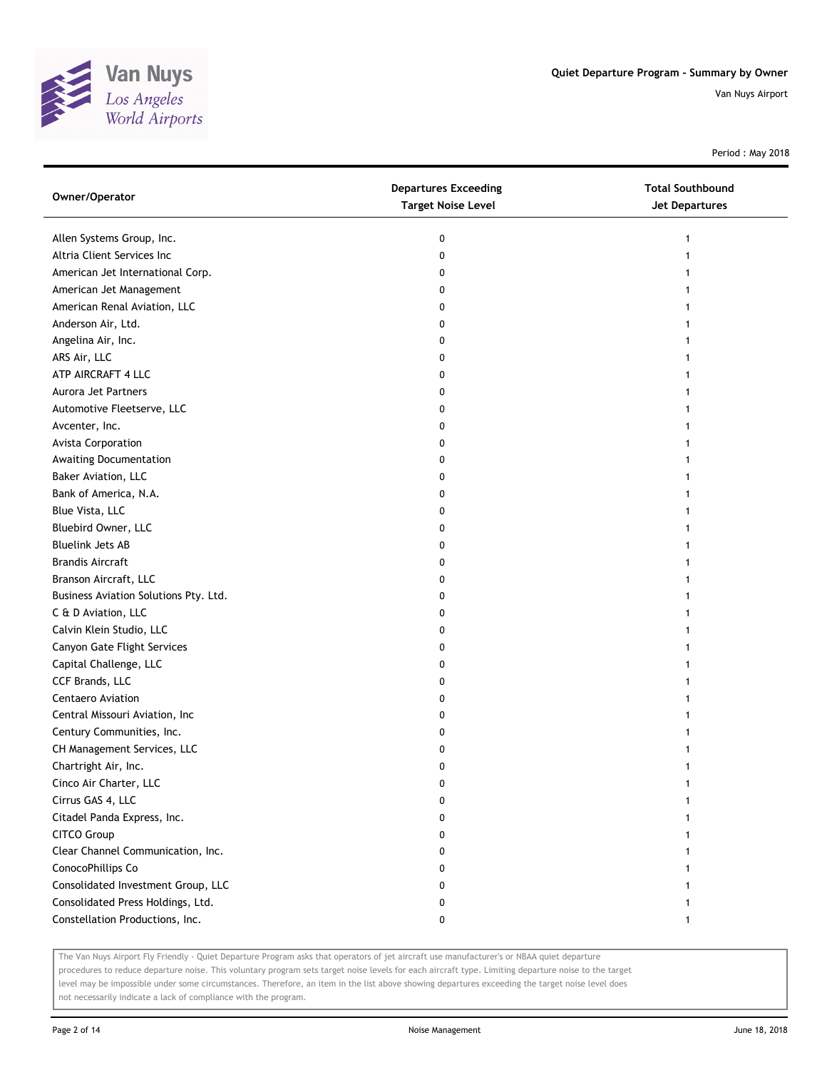# Quiet Departure Program - Summary by Owner

Van Nuys Airport

Period : May 2018

| Owner/Operator | Departures Exceeding Target Noise Level | Total Southbound Jet Departures |
|---|---|---|
| Allen Systems Group, Inc. | 0 | 1 |
| Altria Client Services Inc | 0 | 1 |
| American Jet International Corp. | 0 | 1 |
| American Jet Management | 0 | 1 |
| American Renal Aviation, LLC | 0 | 1 |
| Anderson Air, Ltd. | 0 | 1 |
| Angelina Air, Inc. | 0 | 1 |
| ARS Air, LLC | 0 | 1 |
| ATP AIRCRAFT 4 LLC | 0 | 1 |
| Aurora Jet Partners | 0 | 1 |
| Automotive Fleetserve, LLC | 0 | 1 |
| Avcenter, Inc. | 0 | 1 |
| Avista Corporation | 0 | 1 |
| Awaiting Documentation | 0 | 1 |
| Baker Aviation, LLC | 0 | 1 |
| Bank of America, N.A. | 0 | 1 |
| Blue Vista, LLC | 0 | 1 |
| Bluebird Owner, LLC | 0 | 1 |
| Bluelink Jets AB | 0 | 1 |
| Brandis Aircraft | 0 | 1 |
| Branson Aircraft, LLC | 0 | 1 |
| Business Aviation Solutions Pty. Ltd. | 0 | 1 |
| C & D Aviation, LLC | 0 | 1 |
| Calvin Klein Studio, LLC | 0 | 1 |
| Canyon Gate Flight Services | 0 | 1 |
| Capital Challenge, LLC | 0 | 1 |
| CCF Brands, LLC | 0 | 1 |
| Centaero Aviation | 0 | 1 |
| Central Missouri Aviation, Inc | 0 | 1 |
| Century Communities, Inc. | 0 | 1 |
| CH Management Services, LLC | 0 | 1 |
| Chartright Air, Inc. | 0 | 1 |
| Cinco Air Charter, LLC | 0 | 1 |
| Cirrus GAS 4, LLC | 0 | 1 |
| Citadel Panda Express, Inc. | 0 | 1 |
| CITCO Group | 0 | 1 |
| Clear Channel Communication, Inc. | 0 | 1 |
| ConocoPhillips Co | 0 | 1 |
| Consolidated Investment Group, LLC | 0 | 1 |
| Consolidated Press Holdings, Ltd. | 0 | 1 |
| Constellation Productions, Inc. | 0 | 1 |

The Van Nuys Airport Fly Friendly - Quiet Departure Program asks that operators of jet aircraft use manufacturer's or NBAA quiet departure procedures to reduce departure noise. This voluntary program sets target noise levels for each aircraft type. Limiting departure noise to the target level may be impossible under some circumstances. Therefore, an item in the list above showing departures exceeding the target noise level does not necessarily indicate a lack of compliance with the program.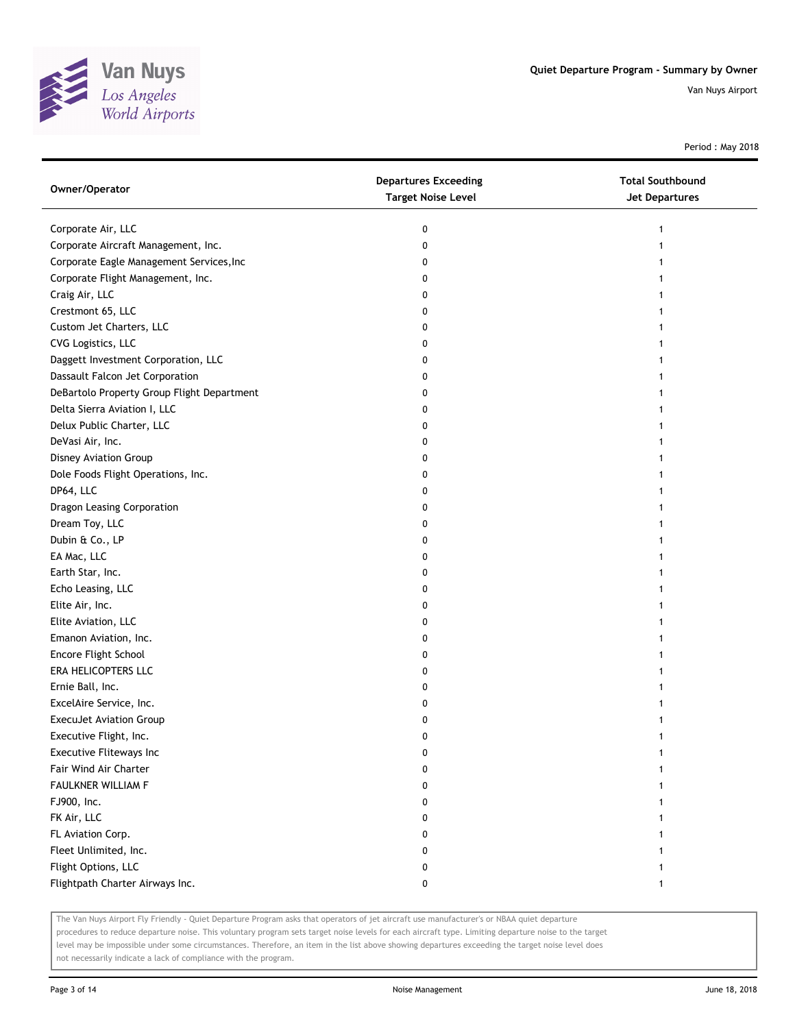Quiet Departure Program - Summary by Owner

Van Nuys Airport

Period : May 2018

| Owner/Operator | Departures Exceeding Target Noise Level | Total Southbound Jet Departures |
|---|---|---|
| Corporate Air, LLC | 0 | 1 |
| Corporate Aircraft Management, Inc. | 0 | 1 |
| Corporate Eagle Management Services,Inc | 0 | 1 |
| Corporate Flight Management, Inc. | 0 | 1 |
| Craig Air, LLC | 0 | 1 |
| Crestmont 65, LLC | 0 | 1 |
| Custom Jet Charters, LLC | 0 | 1 |
| CVG Logistics, LLC | 0 | 1 |
| Daggett Investment Corporation, LLC | 0 | 1 |
| Dassault Falcon Jet Corporation | 0 | 1 |
| DeBartolo Property Group Flight Department | 0 | 1 |
| Delta Sierra Aviation I, LLC | 0 | 1 |
| Delux Public Charter, LLC | 0 | 1 |
| DeVasi Air, Inc. | 0 | 1 |
| Disney Aviation Group | 0 | 1 |
| Dole Foods Flight Operations, Inc. | 0 | 1 |
| DP64, LLC | 0 | 1 |
| Dragon Leasing Corporation | 0 | 1 |
| Dream Toy, LLC | 0 | 1 |
| Dubin & Co., LP | 0 | 1 |
| EA Mac, LLC | 0 | 1 |
| Earth Star, Inc. | 0 | 1 |
| Echo Leasing, LLC | 0 | 1 |
| Elite Air, Inc. | 0 | 1 |
| Elite Aviation, LLC | 0 | 1 |
| Emanon Aviation, Inc. | 0 | 1 |
| Encore Flight School | 0 | 1 |
| ERA HELICOPTERS LLC | 0 | 1 |
| Ernie Ball, Inc. | 0 | 1 |
| ExcelAire Service, Inc. | 0 | 1 |
| ExecuJet Aviation Group | 0 | 1 |
| Executive Flight, Inc. | 0 | 1 |
| Executive Fliteways Inc | 0 | 1 |
| Fair Wind Air Charter | 0 | 1 |
| FAULKNER WILLIAM F | 0 | 1 |
| FJ900, Inc. | 0 | 1 |
| FK Air, LLC | 0 | 1 |
| FL Aviation Corp. | 0 | 1 |
| Fleet Unlimited, Inc. | 0 | 1 |
| Flight Options, LLC | 0 | 1 |
| Flightpath Charter Airways Inc. | 0 | 1 |

The Van Nuys Airport Fly Friendly - Quiet Departure Program asks that operators of jet aircraft use manufacturer's or NBAA quiet departure procedures to reduce departure noise. This voluntary program sets target noise levels for each aircraft type. Limiting departure noise to the target level may be impossible under some circumstances. Therefore, an item in the list above showing departures exceeding the target noise level does not necessarily indicate a lack of compliance with the program.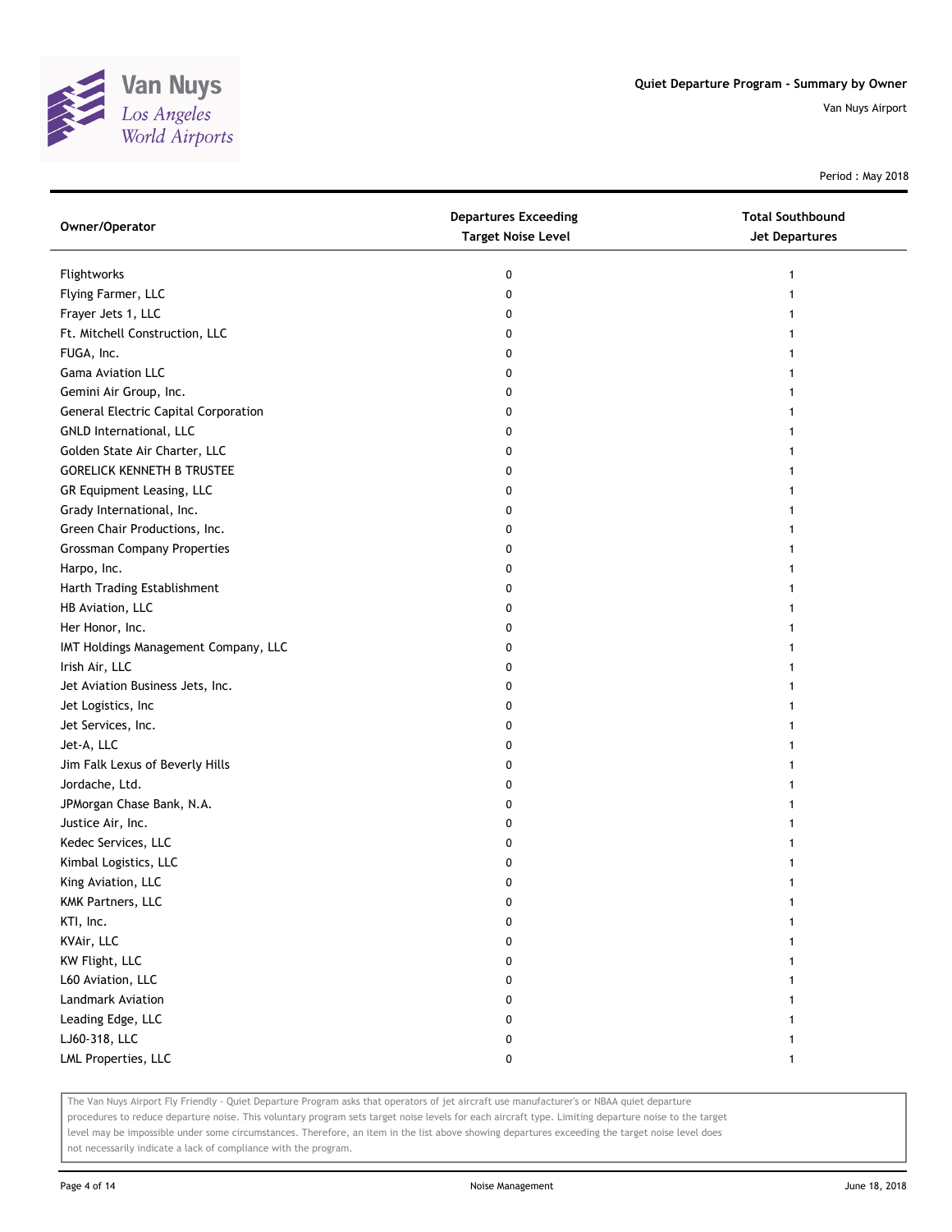Quiet Departure Program - Summary by Owner

Van Nuys Airport

Period : May 2018

| Owner/Operator | Departures Exceeding Target Noise Level | Total Southbound Jet Departures |
|---|---|---|
| Flightworks | 0 | 1 |
| Flying Farmer, LLC | 0 | 1 |
| Frayer Jets 1, LLC | 0 | 1 |
| Ft. Mitchell Construction, LLC | 0 | 1 |
| FUGA, Inc. | 0 | 1 |
| Gama Aviation LLC | 0 | 1 |
| Gemini Air Group, Inc. | 0 | 1 |
| General Electric Capital Corporation | 0 | 1 |
| GNLD International, LLC | 0 | 1 |
| Golden State Air Charter, LLC | 0 | 1 |
| GORELICK KENNETH B TRUSTEE | 0 | 1 |
| GR Equipment Leasing, LLC | 0 | 1 |
| Grady International, Inc. | 0 | 1 |
| Green Chair Productions, Inc. | 0 | 1 |
| Grossman Company Properties | 0 | 1 |
| Harpo, Inc. | 0 | 1 |
| Harth Trading Establishment | 0 | 1 |
| HB Aviation, LLC | 0 | 1 |
| Her Honor, Inc. | 0 | 1 |
| IMT Holdings Management Company, LLC | 0 | 1 |
| Irish Air, LLC | 0 | 1 |
| Jet Aviation Business Jets, Inc. | 0 | 1 |
| Jet Logistics, Inc | 0 | 1 |
| Jet Services, Inc. | 0 | 1 |
| Jet-A, LLC | 0 | 1 |
| Jim Falk Lexus of Beverly Hills | 0 | 1 |
| Jordache, Ltd. | 0 | 1 |
| JPMorgan Chase Bank, N.A. | 0 | 1 |
| Justice Air, Inc. | 0 | 1 |
| Kedec Services, LLC | 0 | 1 |
| Kimbal Logistics, LLC | 0 | 1 |
| King Aviation, LLC | 0 | 1 |
| KMK Partners, LLC | 0 | 1 |
| KTI, Inc. | 0 | 1 |
| KVAir, LLC | 0 | 1 |
| KW Flight, LLC | 0 | 1 |
| L60 Aviation, LLC | 0 | 1 |
| Landmark Aviation | 0 | 1 |
| Leading Edge, LLC | 0 | 1 |
| LJ60-318, LLC | 0 | 1 |
| LML Properties, LLC | 0 | 1 |

The Van Nuys Airport Fly Friendly - Quiet Departure Program asks that operators of jet aircraft use manufacturer's or NBAA quiet departure procedures to reduce departure noise. This voluntary program sets target noise levels for each aircraft type. Limiting departure noise to the target level may be impossible under some circumstances. Therefore, an item in the list above showing departures exceeding the target noise level does not necessarily indicate a lack of compliance with the program.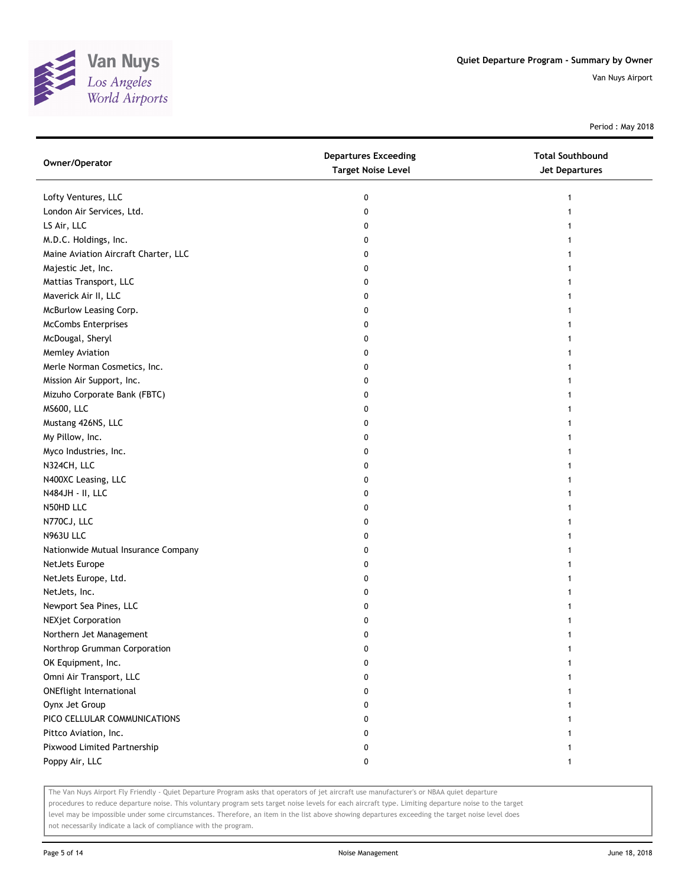**Quiet Departure Program - Summary by Owner**

Van Nuys Airport

Period : May 2018

| Owner/Operator | Departures Exceeding Target Noise Level | Total Southbound Jet Departures |
|---|---|---|
| Lofty Ventures, LLC | 0 | 1 |
| London Air Services, Ltd. | 0 | 1 |
| LS Air, LLC | 0 | 1 |
| M.D.C. Holdings, Inc. | 0 | 1 |
| Maine Aviation Aircraft Charter, LLC | 0 | 1 |
| Majestic Jet, Inc. | 0 | 1 |
| Mattias Transport, LLC | 0 | 1 |
| Maverick Air II, LLC | 0 | 1 |
| McBurlow Leasing Corp. | 0 | 1 |
| McCombs Enterprises | 0 | 1 |
| McDougal, Sheryl | 0 | 1 |
| Memley Aviation | 0 | 1 |
| Merle Norman Cosmetics, Inc. | 0 | 1 |
| Mission Air Support, Inc. | 0 | 1 |
| Mizuho Corporate Bank (FBTC) | 0 | 1 |
| MS600, LLC | 0 | 1 |
| Mustang 426NS, LLC | 0 | 1 |
| My Pillow, Inc. | 0 | 1 |
| Myco Industries, Inc. | 0 | 1 |
| N324CH, LLC | 0 | 1 |
| N400XC Leasing, LLC | 0 | 1 |
| N484JH - II, LLC | 0 | 1 |
| N50HD LLC | 0 | 1 |
| N770CJ, LLC | 0 | 1 |
| N963U LLC | 0 | 1 |
| Nationwide Mutual Insurance Company | 0 | 1 |
| NetJets Europe | 0 | 1 |
| NetJets Europe, Ltd. | 0 | 1 |
| NetJets, Inc. | 0 | 1 |
| Newport Sea Pines, LLC | 0 | 1 |
| NEXjet Corporation | 0 | 1 |
| Northern Jet Management | 0 | 1 |
| Northrop Grumman Corporation | 0 | 1 |
| OK Equipment, Inc. | 0 | 1 |
| Omni Air Transport, LLC | 0 | 1 |
| ONEflight International | 0 | 1 |
| Oynx Jet Group | 0 | 1 |
| PICO CELLULAR COMMUNICATIONS | 0 | 1 |
| Pittco Aviation, Inc. | 0 | 1 |
| Pixwood Limited Partnership | 0 | 1 |
| Poppy Air, LLC | 0 | 1 |

The Van Nuys Airport Fly Friendly - Quiet Departure Program asks that operators of jet aircraft use manufacturer's or NBAA quiet departure procedures to reduce departure noise. This voluntary program sets target noise levels for each aircraft type. Limiting departure noise to the target level may be impossible under some circumstances. Therefore, an item in the list above showing departures exceeding the target noise level does not necessarily indicate a lack of compliance with the program.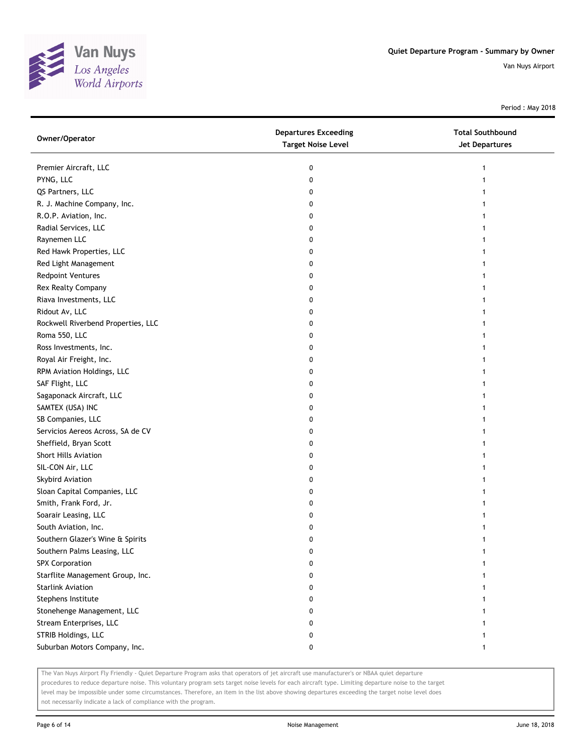# Quiet Departure Program - Summary by Owner

Van Nuys Airport

Period : May 2018

| Owner/Operator | Departures Exceeding Target Noise Level | Total Southbound Jet Departures |
| --- | --- | --- |
| Premier Aircraft, LLC | 0 | 1 |
| PYNG, LLC | 0 | 1 |
| QS Partners, LLC | 0 | 1 |
| R. J. Machine Company, Inc. | 0 | 1 |
| R.O.P. Aviation, Inc. | 0 | 1 |
| Radial Services, LLC | 0 | 1 |
| Raynemen LLC | 0 | 1 |
| Red Hawk Properties, LLC | 0 | 1 |
| Red Light Management | 0 | 1 |
| Redpoint Ventures | 0 | 1 |
| Rex Realty Company | 0 | 1 |
| Riava Investments, LLC | 0 | 1 |
| Ridout Av, LLC | 0 | 1 |
| Rockwell Riverbend Properties, LLC | 0 | 1 |
| Roma 550, LLC | 0 | 1 |
| Ross Investments, Inc. | 0 | 1 |
| Royal Air Freight, Inc. | 0 | 1 |
| RPM Aviation Holdings, LLC | 0 | 1 |
| SAF Flight, LLC | 0 | 1 |
| Sagaponack Aircraft, LLC | 0 | 1 |
| SAMTEX (USA) INC | 0 | 1 |
| SB Companies, LLC | 0 | 1 |
| Servicios Aereos Across, SA de CV | 0 | 1 |
| Sheffield, Bryan Scott | 0 | 1 |
| Short Hills Aviation | 0 | 1 |
| SIL-CON Air, LLC | 0 | 1 |
| Skybird Aviation | 0 | 1 |
| Sloan Capital Companies, LLC | 0 | 1 |
| Smith, Frank Ford, Jr. | 0 | 1 |
| Soarair Leasing, LLC | 0 | 1 |
| South Aviation, Inc. | 0 | 1 |
| Southern Glazer's Wine & Spirits | 0 | 1 |
| Southern Palms Leasing, LLC | 0 | 1 |
| SPX Corporation | 0 | 1 |
| Starflite Management Group, Inc. | 0 | 1 |
| Starlink Aviation | 0 | 1 |
| Stephens Institute | 0 | 1 |
| Stonehenge Management, LLC | 0 | 1 |
| Stream Enterprises, LLC | 0 | 1 |
| STRIB Holdings, LLC | 0 | 1 |
| Suburban Motors Company, Inc. | 0 | 1 |

The Van Nuys Airport Fly Friendly - Quiet Departure Program asks that operators of jet aircraft use manufacturer's or NBAA quiet departure procedures to reduce departure noise. This voluntary program sets target noise levels for each aircraft type. Limiting departure noise to the target level may be impossible under some circumstances. Therefore, an item in the list above showing departures exceeding the target noise level does not necessarily indicate a lack of compliance with the program.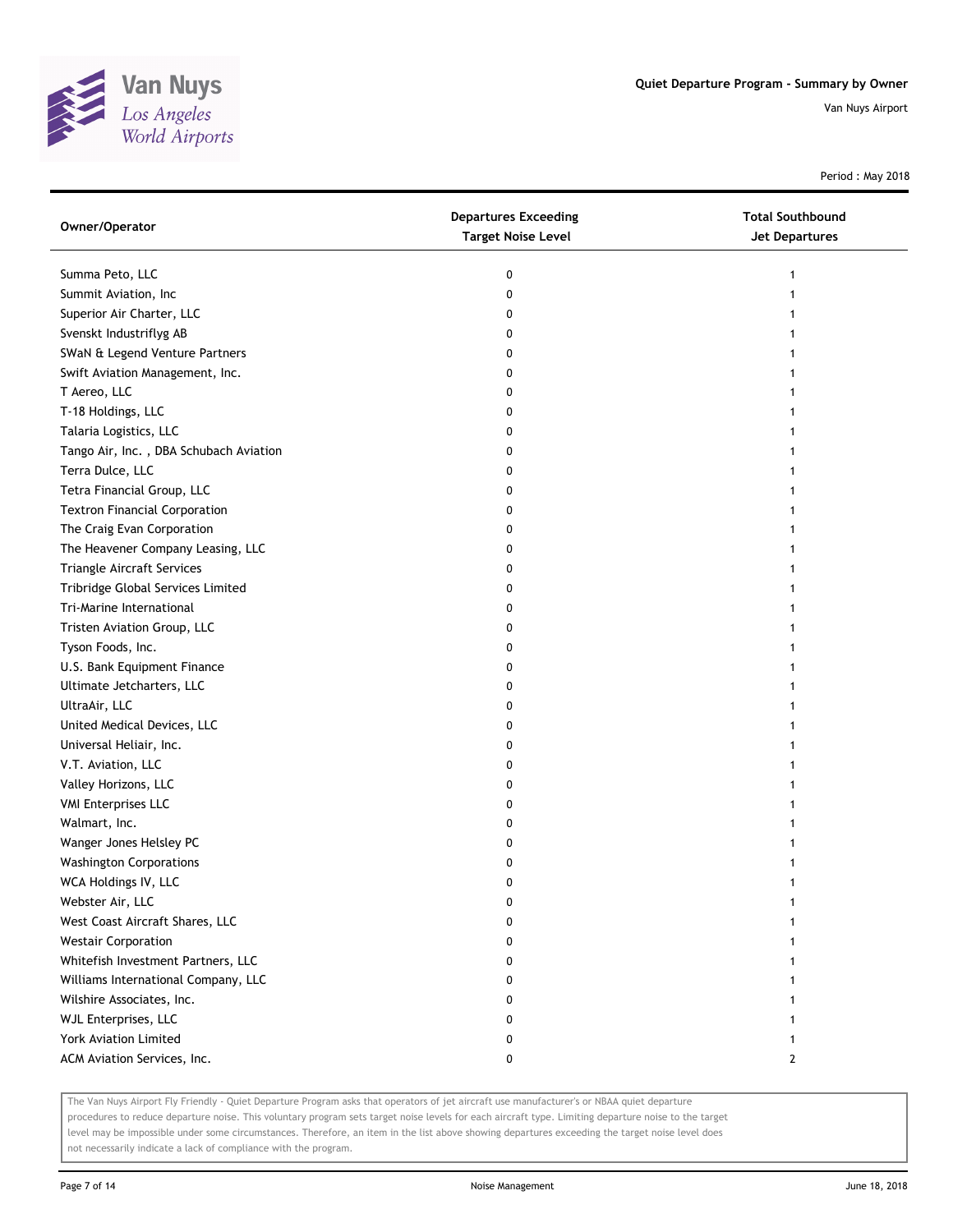| Owner/Operator | Departures Exceeding Target Noise Level | Total Southbound Jet Departures |
|---|---|---|
| Summa Peto, LLC | 0 | 1 |
| Summit Aviation, Inc | 0 | 1 |
| Superior Air Charter, LLC | 0 | 1 |
| Svenskt Industriflyg AB | 0 | 1 |
| SWaN & Legend Venture Partners | 0 | 1 |
| Swift Aviation Management, Inc. | 0 | 1 |
| T Aereo, LLC | 0 | 1 |
| T-18 Holdings, LLC | 0 | 1 |
| Talaria Logistics, LLC | 0 | 1 |
| Tango Air, Inc. , DBA Schubach Aviation | 0 | 1 |
| Terra Dulce, LLC | 0 | 1 |
| Tetra Financial Group, LLC | 0 | 1 |
| Textron Financial Corporation | 0 | 1 |
| The Craig Evan Corporation | 0 | 1 |
| The Heavener Company Leasing, LLC | 0 | 1 |
| Triangle Aircraft Services | 0 | 1 |
| Tribridge Global Services Limited | 0 | 1 |
| Tri-Marine International | 0 | 1 |
| Tristen Aviation Group, LLC | 0 | 1 |
| Tyson Foods, Inc. | 0 | 1 |
| U.S. Bank Equipment Finance | 0 | 1 |
| Ultimate Jetcharters, LLC | 0 | 1 |
| UltraAir, LLC | 0 | 1 |
| United Medical Devices, LLC | 0 | 1 |
| Universal Heliair, Inc. | 0 | 1 |
| V.T. Aviation, LLC | 0 | 1 |
| Valley Horizons, LLC | 0 | 1 |
| VMI Enterprises LLC | 0 | 1 |
| Walmart, Inc. | 0 | 1 |
| Wanger Jones Helsley PC | 0 | 1 |
| Washington Corporations | 0 | 1 |
| WCA Holdings IV, LLC | 0 | 1 |
| Webster Air, LLC | 0 | 1 |
| West Coast Aircraft Shares, LLC | 0 | 1 |
| Westair Corporation | 0 | 1 |
| Whitefish Investment Partners, LLC | 0 | 1 |
| Williams International Company, LLC | 0 | 1 |
| Wilshire Associates, Inc. | 0 | 1 |
| WJL Enterprises, LLC | 0 | 1 |
| York Aviation Limited | 0 | 1 |
| ACM Aviation Services, Inc. | 0 | 2 |

The Van Nuys Airport Fly Friendly - Quiet Departure Program asks that operators of jet aircraft use manufacturer's or NBAA quiet departure procedures to reduce departure noise. This voluntary program sets target noise levels for each aircraft type. Limiting departure noise to the target level may be impossible under some circumstances. Therefore, an item in the list above showing departures exceeding the target noise level does not necessarily indicate a lack of compliance with the program.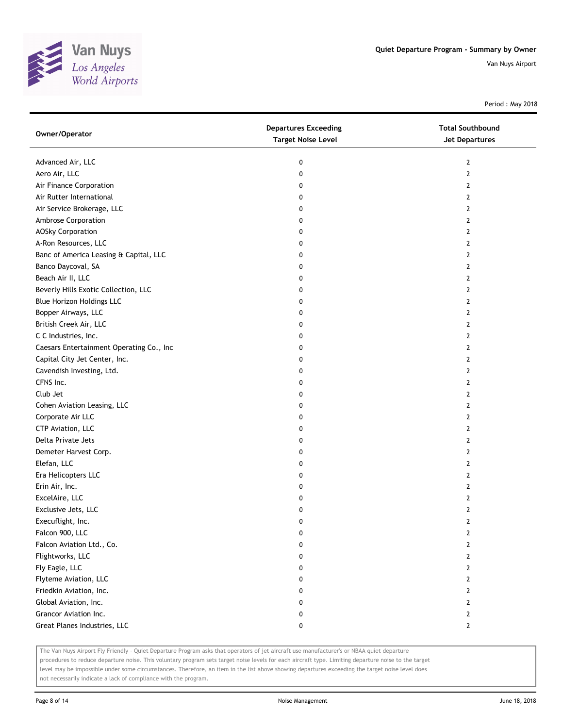Quiet Departure Program - Summary by Owner

Van Nuys Airport

Period : May 2018

| Owner/Operator | Departures Exceeding Target Noise Level | Total Southbound Jet Departures |
| --- | --- | --- |
| Advanced Air, LLC | 0 | 2 |
| Aero Air, LLC | 0 | 2 |
| Air Finance Corporation | 0 | 2 |
| Air Rutter International | 0 | 2 |
| Air Service Brokerage, LLC | 0 | 2 |
| Ambrose Corporation | 0 | 2 |
| AOSky Corporation | 0 | 2 |
| A-Ron Resources, LLC | 0 | 2 |
| Banc of America Leasing & Capital, LLC | 0 | 2 |
| Banco Daycoval, SA | 0 | 2 |
| Beach Air II, LLC | 0 | 2 |
| Beverly Hills Exotic Collection, LLC | 0 | 2 |
| Blue Horizon Holdings LLC | 0 | 2 |
| Bopper Airways, LLC | 0 | 2 |
| British Creek Air, LLC | 0 | 2 |
| C C Industries, Inc. | 0 | 2 |
| Caesars Entertainment Operating Co., Inc | 0 | 2 |
| Capital City Jet Center, Inc. | 0 | 2 |
| Cavendish Investing, Ltd. | 0 | 2 |
| CFNS Inc. | 0 | 2 |
| Club Jet | 0 | 2 |
| Cohen Aviation Leasing, LLC | 0 | 2 |
| Corporate Air LLC | 0 | 2 |
| CTP Aviation, LLC | 0 | 2 |
| Delta Private Jets | 0 | 2 |
| Demeter Harvest Corp. | 0 | 2 |
| Elefan, LLC | 0 | 2 |
| Era Helicopters LLC | 0 | 2 |
| Erin Air, Inc. | 0 | 2 |
| ExcelAire, LLC | 0 | 2 |
| Exclusive Jets, LLC | 0 | 2 |
| Execuflight, Inc. | 0 | 2 |
| Falcon 900, LLC | 0 | 2 |
| Falcon Aviation Ltd., Co. | 0 | 2 |
| Flightworks, LLC | 0 | 2 |
| Fly Eagle, LLC | 0 | 2 |
| Flyteme Aviation, LLC | 0 | 2 |
| Friedkin Aviation, Inc. | 0 | 2 |
| Global Aviation, Inc. | 0 | 2 |
| Grancor Aviation Inc. | 0 | 2 |
| Great Planes Industries, LLC | 0 | 2 |

The Van Nuys Airport Fly Friendly - Quiet Departure Program asks that operators of jet aircraft use manufacturer's or NBAA quiet departure procedures to reduce departure noise. This voluntary program sets target noise levels for each aircraft type. Limiting departure noise to the target level may be impossible under some circumstances. Therefore, an item in the list above showing departures exceeding the target noise level does not necessarily indicate a lack of compliance with the program.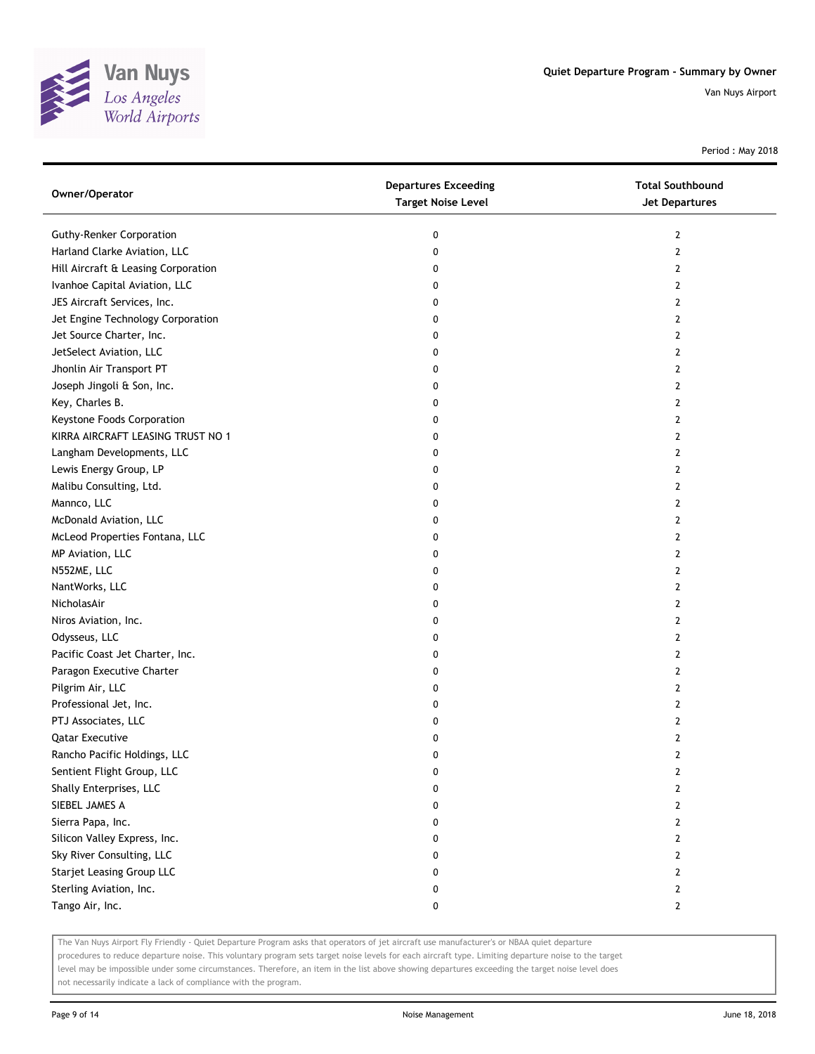Quiet Departure Program - Summary by Owner

Van Nuys Airport

Period : May 2018

| Owner/Operator | Departures Exceeding Target Noise Level | Total Southbound Jet Departures |
| --- | --- | --- |
| Guthy-Renker Corporation | 0 | 2 |
| Harland Clarke Aviation, LLC | 0 | 2 |
| Hill Aircraft & Leasing Corporation | 0 | 2 |
| Ivanhoe Capital Aviation, LLC | 0 | 2 |
| JES Aircraft Services, Inc. | 0 | 2 |
| Jet Engine Technology Corporation | 0 | 2 |
| Jet Source Charter, Inc. | 0 | 2 |
| JetSelect Aviation, LLC | 0 | 2 |
| Jhonlin Air Transport PT | 0 | 2 |
| Joseph Jingoli & Son, Inc. | 0 | 2 |
| Key, Charles B. | 0 | 2 |
| Keystone Foods Corporation | 0 | 2 |
| KIRRA AIRCRAFT LEASING TRUST NO 1 | 0 | 2 |
| Langham Developments, LLC | 0 | 2 |
| Lewis Energy Group, LP | 0 | 2 |
| Malibu Consulting, Ltd. | 0 | 2 |
| Mannco, LLC | 0 | 2 |
| McDonald Aviation, LLC | 0 | 2 |
| McLeod Properties Fontana, LLC | 0 | 2 |
| MP Aviation, LLC | 0 | 2 |
| N552ME, LLC | 0 | 2 |
| NantWorks, LLC | 0 | 2 |
| NicholasAir | 0 | 2 |
| Niros Aviation, Inc. | 0 | 2 |
| Odysseus, LLC | 0 | 2 |
| Pacific Coast Jet Charter, Inc. | 0 | 2 |
| Paragon Executive Charter | 0 | 2 |
| Pilgrim Air, LLC | 0 | 2 |
| Professional Jet, Inc. | 0 | 2 |
| PTJ Associates, LLC | 0 | 2 |
| Qatar Executive | 0 | 2 |
| Rancho Pacific Holdings, LLC | 0 | 2 |
| Sentient Flight Group, LLC | 0 | 2 |
| Shally Enterprises, LLC | 0 | 2 |
| SIEBEL JAMES A | 0 | 2 |
| Sierra Papa, Inc. | 0 | 2 |
| Silicon Valley Express, Inc. | 0 | 2 |
| Sky River Consulting, LLC | 0 | 2 |
| Starjet Leasing Group LLC | 0 | 2 |
| Sterling Aviation, Inc. | 0 | 2 |
| Tango Air, Inc. | 0 | 2 |

The Van Nuys Airport Fly Friendly - Quiet Departure Program asks that operators of jet aircraft use manufacturer's or NBAA quiet departure procedures to reduce departure noise. This voluntary program sets target noise levels for each aircraft type. Limiting departure noise to the target level may be impossible under some circumstances. Therefore, an item in the list above showing departures exceeding the target noise level does not necessarily indicate a lack of compliance with the program.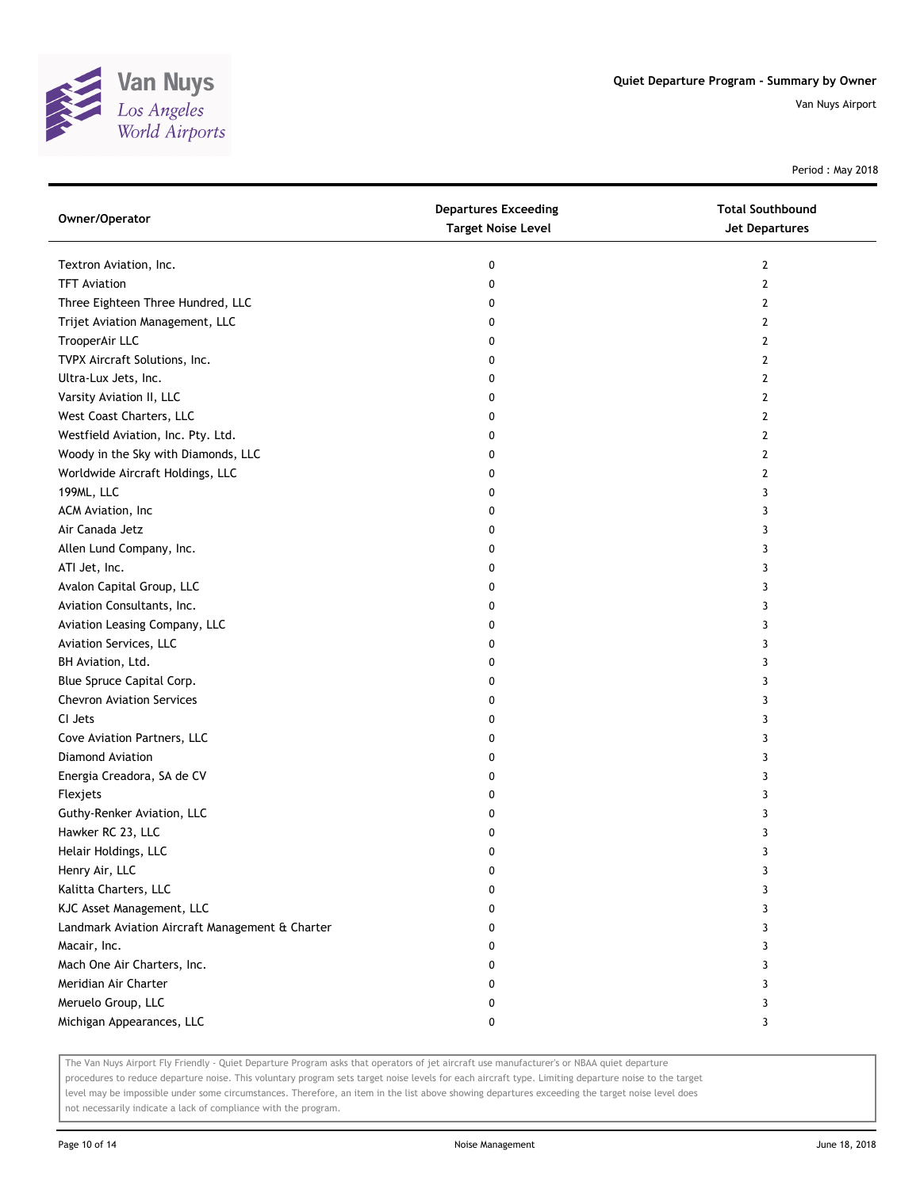Quiet Departure Program - Summary by Owner

Van Nuys Airport

Period : May 2018

| Owner/Operator | Departures Exceeding Target Noise Level | Total Southbound Jet Departures |
|---|---|---|
| Textron Aviation, Inc. | 0 | 2 |
| TFT Aviation | 0 | 2 |
| Three Eighteen Three Hundred, LLC | 0 | 2 |
| Trijet Aviation Management, LLC | 0 | 2 |
| TrooperAir LLC | 0 | 2 |
| TVPX Aircraft Solutions, Inc. | 0 | 2 |
| Ultra-Lux Jets, Inc. | 0 | 2 |
| Varsity Aviation II, LLC | 0 | 2 |
| West Coast Charters, LLC | 0 | 2 |
| Westfield Aviation, Inc. Pty. Ltd. | 0 | 2 |
| Woody in the Sky with Diamonds, LLC | 0 | 2 |
| Worldwide Aircraft Holdings, LLC | 0 | 2 |
| 199ML, LLC | 0 | 3 |
| ACM Aviation, Inc | 0 | 3 |
| Air Canada Jetz | 0 | 3 |
| Allen Lund Company, Inc. | 0 | 3 |
| ATI Jet, Inc. | 0 | 3 |
| Avalon Capital Group, LLC | 0 | 3 |
| Aviation Consultants, Inc. | 0 | 3 |
| Aviation Leasing Company, LLC | 0 | 3 |
| Aviation Services, LLC | 0 | 3 |
| BH Aviation, Ltd. | 0 | 3 |
| Blue Spruce Capital Corp. | 0 | 3 |
| Chevron Aviation Services | 0 | 3 |
| CI Jets | 0 | 3 |
| Cove Aviation Partners, LLC | 0 | 3 |
| Diamond Aviation | 0 | 3 |
| Energia Creadora, SA de CV | 0 | 3 |
| Flexjets | 0 | 3 |
| Guthy-Renker Aviation, LLC | 0 | 3 |
| Hawker RC 23, LLC | 0 | 3 |
| Helair Holdings, LLC | 0 | 3 |
| Henry Air, LLC | 0 | 3 |
| Kalitta Charters, LLC | 0 | 3 |
| KJC Asset Management, LLC | 0 | 3 |
| Landmark Aviation Aircraft Management & Charter | 0 | 3 |
| Macair, Inc. | 0 | 3 |
| Mach One Air Charters, Inc. | 0 | 3 |
| Meridian Air Charter | 0 | 3 |
| Meruelo Group, LLC | 0 | 3 |
| Michigan Appearances, LLC | 0 | 3 |

The Van Nuys Airport Fly Friendly - Quiet Departure Program asks that operators of jet aircraft use manufacturer's or NBAA quiet departure procedures to reduce departure noise. This voluntary program sets target noise levels for each aircraft type. Limiting departure noise to the target level may be impossible under some circumstances. Therefore, an item in the list above showing departures exceeding the target noise level does not necessarily indicate a lack of compliance with the program.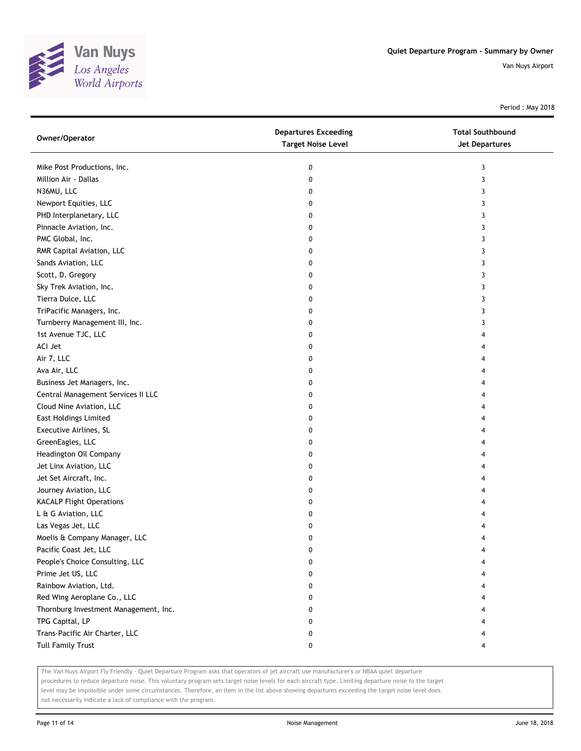# Quiet Departure Program - Summary by Owner

Van Nuys Airport

Period : May 2018

| Owner/Operator | Departures Exceeding Target Noise Level | Total Southbound Jet Departures |
| --- | --- | --- |
| Mike Post Productions, Inc. | 0 | 3 |
| Million Air - Dallas | 0 | 3 |
| N36MU, LLC | 0 | 3 |
| Newport Equities, LLC | 0 | 3 |
| PHD Interplanetary, LLC | 0 | 3 |
| Pinnacle Aviation, Inc. | 0 | 3 |
| PMC Global, Inc. | 0 | 3 |
| RMR Capital Aviation, LLC | 0 | 3 |
| Sands Aviation, LLC | 0 | 3 |
| Scott, D. Gregory | 0 | 3 |
| Sky Trek Aviation, Inc. | 0 | 3 |
| Tierra Dulce, LLC | 0 | 3 |
| TriPacific Managers, Inc. | 0 | 3 |
| Turnberry Management III, Inc. | 0 | 3 |
| 1st Avenue TJC, LLC | 0 | 4 |
| ACI Jet | 0 | 4 |
| Air 7, LLC | 0 | 4 |
| Ava Air, LLC | 0 | 4 |
| Business Jet Managers, Inc. | 0 | 4 |
| Central Management Services II LLC | 0 | 4 |
| Cloud Nine Aviation, LLC | 0 | 4 |
| East Holdings Limited | 0 | 4 |
| Executive Airlines, SL | 0 | 4 |
| GreenEagles, LLC | 0 | 4 |
| Headington Oil Company | 0 | 4 |
| Jet Linx Aviation, LLC | 0 | 4 |
| Jet Set Aircraft, Inc. | 0 | 4 |
| Journey Aviation, LLC | 0 | 4 |
| KACALP Flight Operations | 0 | 4 |
| L & G Aviation, LLC | 0 | 4 |
| Las Vegas Jet, LLC | 0 | 4 |
| Moelis & Company Manager, LLC | 0 | 4 |
| Pacific Coast Jet, LLC | 0 | 4 |
| People's Choice Consulting, LLC | 0 | 4 |
| Prime Jet US, LLC | 0 | 4 |
| Rainbow Aviation, Ltd. | 0 | 4 |
| Red Wing Aeroplane Co., LLC | 0 | 4 |
| Thornburg Investment Management, Inc. | 0 | 4 |
| TPG Capital, LP | 0 | 4 |
| Trans-Pacific Air Charter, LLC | 0 | 4 |
| Tull Family Trust | 0 | 4 |

The Van Nuys Airport Fly Friendly - Quiet Departure Program asks that operators of jet aircraft use manufacturer's or NBAA quiet departure procedures to reduce departure noise. This voluntary program sets target noise levels for each aircraft type. Limiting departure noise to the target level may be impossible under some circumstances. Therefore, an item in the list above showing departures exceeding the target noise level does not necessarily indicate a lack of compliance with the program.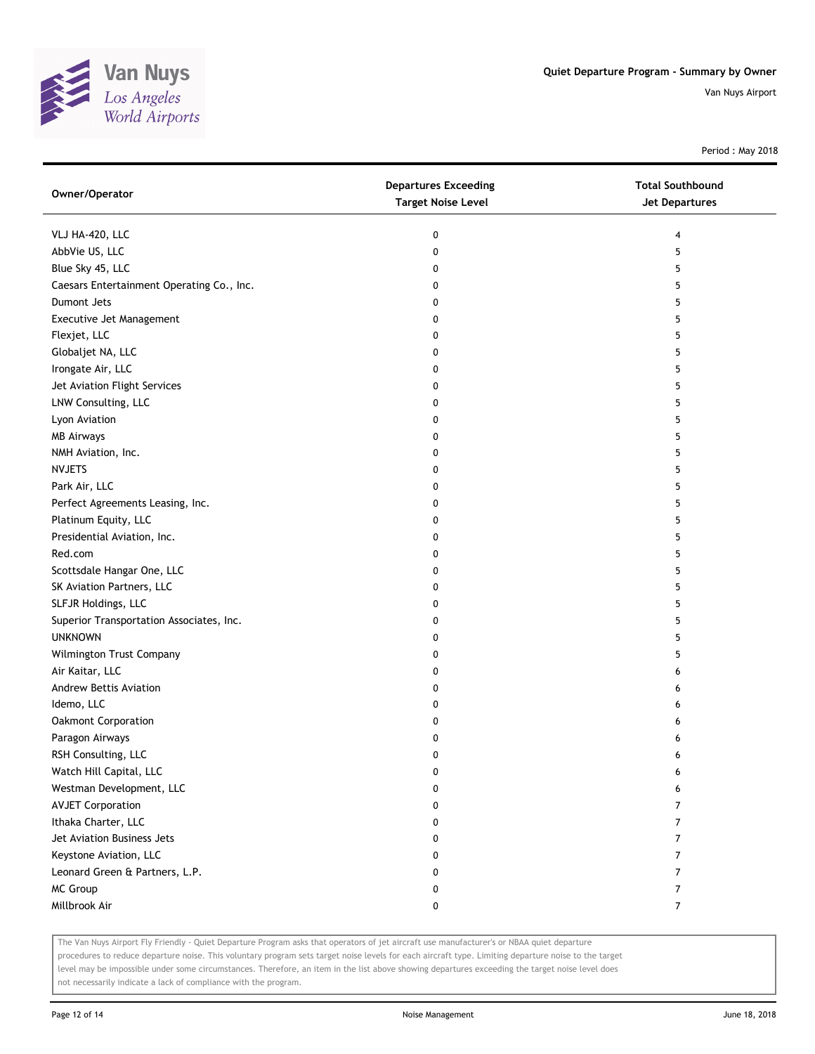# Quiet Departure Program - Summary by Owner

Van Nuys Airport

Period : May 2018

| Owner/Operator | Departures Exceeding Target Noise Level | Total Southbound Jet Departures |
| --- | --- | --- |
| VLJ HA-420, LLC | 0 | 4 |
| AbbVie US, LLC | 0 | 5 |
| Blue Sky 45, LLC | 0 | 5 |
| Caesars Entertainment Operating Co., Inc. | 0 | 5 |
| Dumont Jets | 0 | 5 |
| Executive Jet Management | 0 | 5 |
| Flexjet, LLC | 0 | 5 |
| Globaljet NA, LLC | 0 | 5 |
| Irongate Air, LLC | 0 | 5 |
| Jet Aviation Flight Services | 0 | 5 |
| LNW Consulting, LLC | 0 | 5 |
| Lyon Aviation | 0 | 5 |
| MB Airways | 0 | 5 |
| NMH Aviation, Inc. | 0 | 5 |
| NVJETS | 0 | 5 |
| Park Air, LLC | 0 | 5 |
| Perfect Agreements Leasing, Inc. | 0 | 5 |
| Platinum Equity, LLC | 0 | 5 |
| Presidential Aviation, Inc. | 0 | 5 |
| Red.com | 0 | 5 |
| Scottsdale Hangar One, LLC | 0 | 5 |
| SK Aviation Partners, LLC | 0 | 5 |
| SLFJR Holdings, LLC | 0 | 5 |
| Superior Transportation Associates, Inc. | 0 | 5 |
| UNKNOWN | 0 | 5 |
| Wilmington Trust Company | 0 | 5 |
| Air Kaitar, LLC | 0 | 6 |
| Andrew Bettis Aviation | 0 | 6 |
| Idemo, LLC | 0 | 6 |
| Oakmont Corporation | 0 | 6 |
| Paragon Airways | 0 | 6 |
| RSH Consulting, LLC | 0 | 6 |
| Watch Hill Capital, LLC | 0 | 6 |
| Westman Development, LLC | 0 | 6 |
| AVJET Corporation | 0 | 7 |
| Ithaka Charter, LLC | 0 | 7 |
| Jet Aviation Business Jets | 0 | 7 |
| Keystone Aviation, LLC | 0 | 7 |
| Leonard Green & Partners, L.P. | 0 | 7 |
| MC Group | 0 | 7 |
| Millbrook Air | 0 | 7 |

The Van Nuys Airport Fly Friendly - Quiet Departure Program asks that operators of jet aircraft use manufacturer's or NBAA quiet departure procedures to reduce departure noise. This voluntary program sets target noise levels for each aircraft type. Limiting departure noise to the target level may be impossible under some circumstances. Therefore, an item in the list above showing departures exceeding the target noise level does not necessarily indicate a lack of compliance with the program.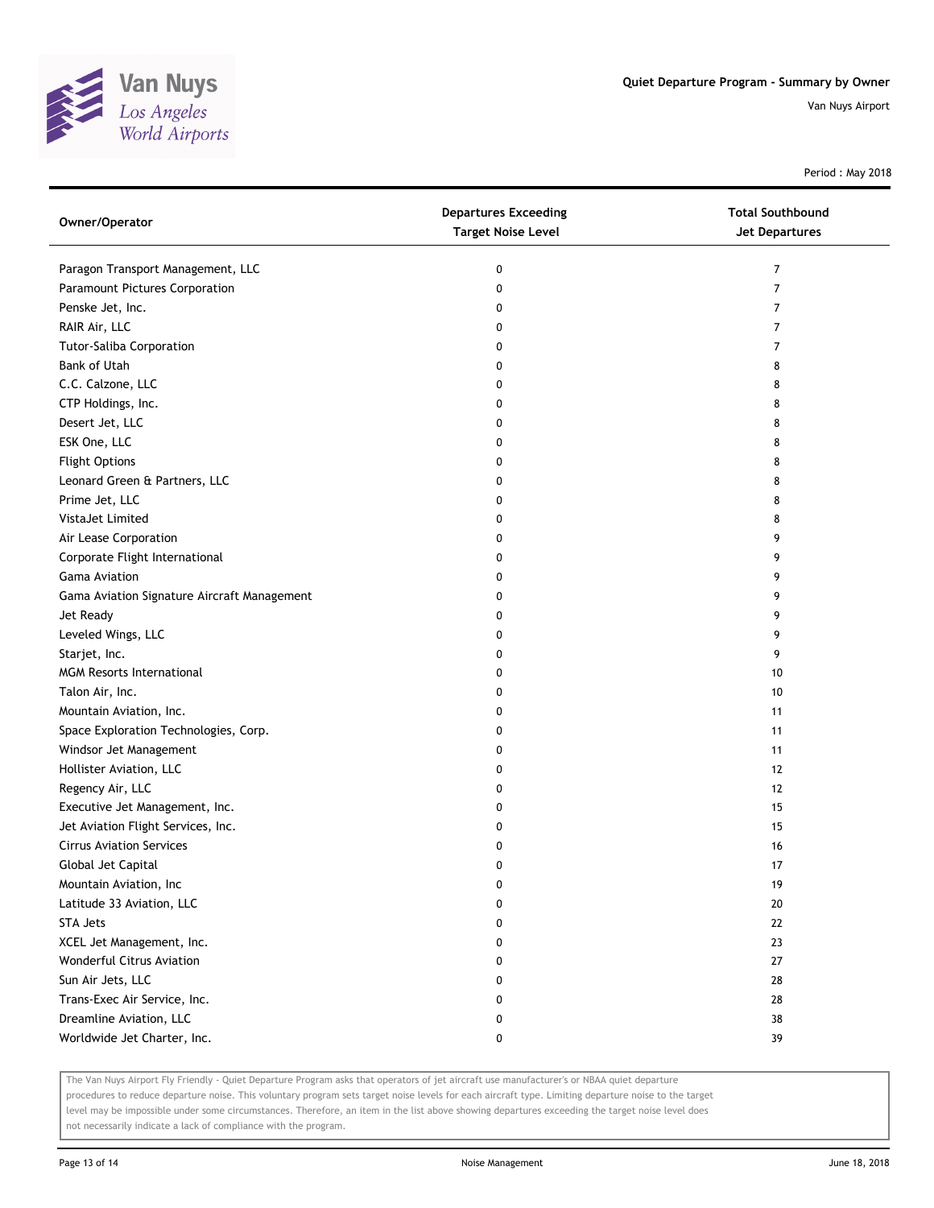Quiet Departure Program - Summary by Owner

Van Nuys Airport

Period : May 2018

| Owner/Operator | Departures Exceeding Target Noise Level | Total Southbound Jet Departures |
|---|---|---|
| Paragon Transport Management, LLC | 0 | 7 |
| Paramount Pictures Corporation | 0 | 7 |
| Penske Jet, Inc. | 0 | 7 |
| RAIR Air, LLC | 0 | 7 |
| Tutor-Saliba Corporation | 0 | 7 |
| Bank of Utah | 0 | 8 |
| C.C. Calzone, LLC | 0 | 8 |
| CTP Holdings, Inc. | 0 | 8 |
| Desert Jet, LLC | 0 | 8 |
| ESK One, LLC | 0 | 8 |
| Flight Options | 0 | 8 |
| Leonard Green & Partners, LLC | 0 | 8 |
| Prime Jet, LLC | 0 | 8 |
| VistaJet Limited | 0 | 8 |
| Air Lease Corporation | 0 | 9 |
| Corporate Flight International | 0 | 9 |
| Gama Aviation | 0 | 9 |
| Gama Aviation Signature Aircraft Management | 0 | 9 |
| Jet Ready | 0 | 9 |
| Leveled Wings, LLC | 0 | 9 |
| Starjet, Inc. | 0 | 9 |
| MGM Resorts International | 0 | 10 |
| Talon Air, Inc. | 0 | 10 |
| Mountain Aviation, Inc. | 0 | 11 |
| Space Exploration Technologies, Corp. | 0 | 11 |
| Windsor Jet Management | 0 | 11 |
| Hollister Aviation, LLC | 0 | 12 |
| Regency Air, LLC | 0 | 12 |
| Executive Jet Management, Inc. | 0 | 15 |
| Jet Aviation Flight Services, Inc. | 0 | 15 |
| Cirrus Aviation Services | 0 | 16 |
| Global Jet Capital | 0 | 17 |
| Mountain Aviation, Inc | 0 | 19 |
| Latitude 33 Aviation, LLC | 0 | 20 |
| STA Jets | 0 | 22 |
| XCEL Jet Management, Inc. | 0 | 23 |
| Wonderful Citrus Aviation | 0 | 27 |
| Sun Air Jets, LLC | 0 | 28 |
| Trans-Exec Air Service, Inc. | 0 | 28 |
| Dreamline Aviation, LLC | 0 | 38 |
| Worldwide Jet Charter, Inc. | 0 | 39 |

The Van Nuys Airport Fly Friendly - Quiet Departure Program asks that operators of jet aircraft use manufacturer's or NBAA quiet departure procedures to reduce departure noise. This voluntary program sets target noise levels for each aircraft type. Limiting departure noise to the target level may be impossible under some circumstances. Therefore, an item in the list above showing departures exceeding the target noise level does not necessarily indicate a lack of compliance with the program.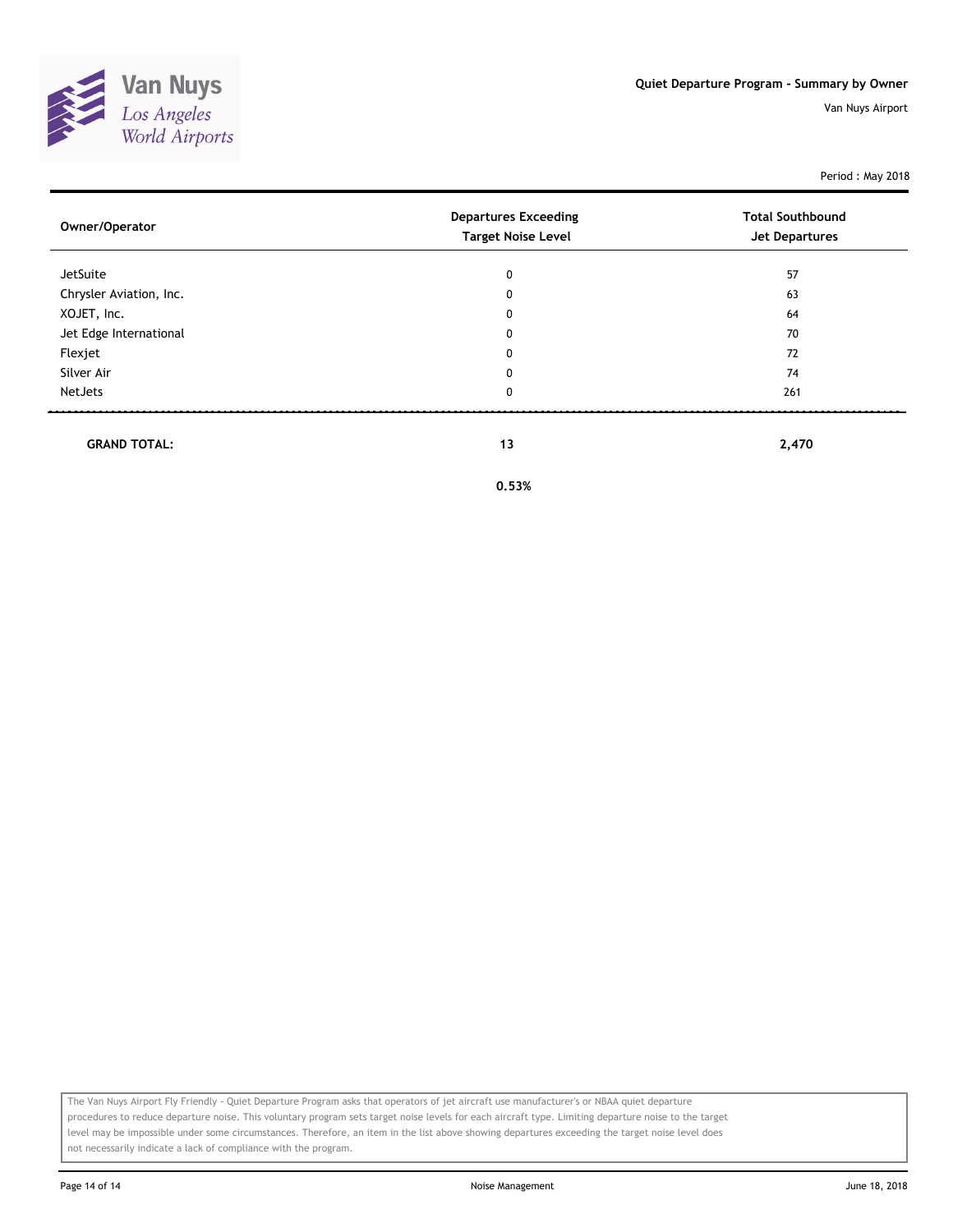Quiet Departure Program - Summary by Owner

Van Nuys Airport

Period : May 2018

| Owner/Operator | Departures Exceeding Target Noise Level | Total Southbound Jet Departures |
|---|---|---|
| JetSuite | 0 | 57 |
| Chrysler Aviation, Inc. | 0 | 63 |
| XOJET, Inc. | 0 | 64 |
| Jet Edge International | 0 | 70 |
| Flexjet | 0 | 72 |
| Silver Air | 0 | 74 |
| NetJets | 0 | 261 |
| **GRAND TOTAL:** | **13** | **2,470** |
| | **0.53%** | |

The Van Nuys Airport Fly Friendly - Quiet Departure Program asks that operators of jet aircraft use manufacturer's or NBAA quiet departure procedures to reduce departure noise. This voluntary program sets target noise levels for each aircraft type. Limiting departure noise to the target level may be impossible under some circumstances. Therefore, an item in the list above showing departures exceeding the target noise level does not necessarily indicate a lack of compliance with the program.